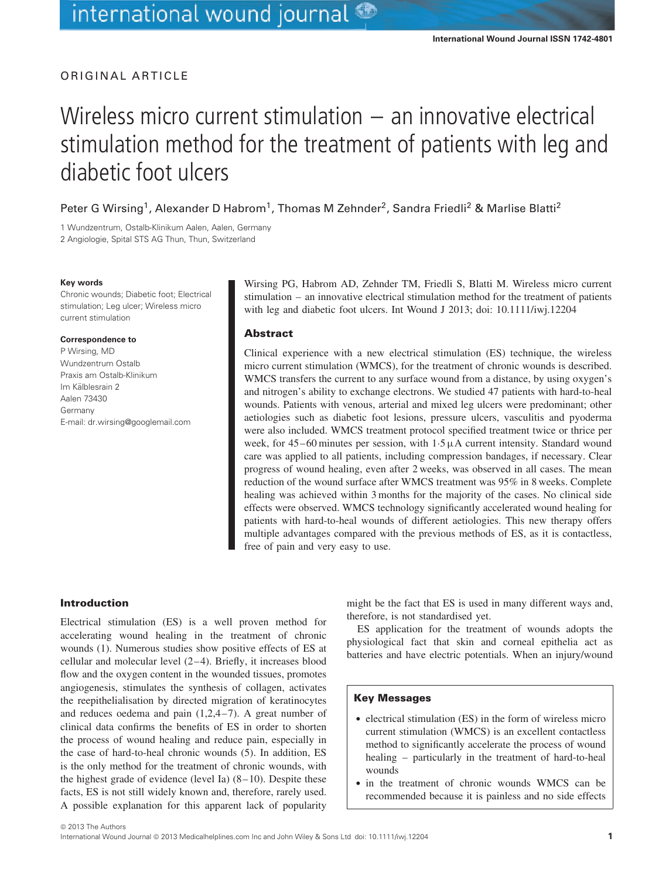ORIGINAL ARTICLE

# Wireless micro current stimulation – an innovative electrical stimulation method for the treatment of patients with leg and diabetic foot ulcers

Peter G Wirsing[1], Alexander D Habrom[1], Thomas M Zehnder[2], Sandra Friedli[2] & Marlise Blatti[2]

1 Wundzentrum, Ostalb-Klinikum Aalen, Aalen, Germany
2 Angiologie, Spital STS AG Thun, Thun, Switzerland

**Key words**

Chronic wounds; Diabetic foot; Electrical stimulation; Leg ulcer; Wireless micro current stimulation

**Correspondence to**

P Wirsing, MD
Wundzentrum Ostalb
Praxis am Ostalb-Klinikum
Im Kälblesrain 2
Aalen 73430
Germany
E-mail: dr.wirsing@googlemail.com

Wirsing PG, Habrom AD, Zehnder TM, Friedli S, Blatti M. Wireless micro current stimulation – an innovative electrical stimulation method for the treatment of patients with leg and diabetic foot ulcers. Int Wound J 2013; doi: 10.1111/iwj.12204

## Abstract

Clinical experience with a new electrical stimulation (ES) technique, the wireless micro current stimulation (WMCS), for the treatment of chronic wounds is described. WMCS transfers the current to any surface wound from a distance, by using oxygen's and nitrogen's ability to exchange electrons. We studied 47 patients with hard-to-heal wounds. Patients with venous, arterial and mixed leg ulcers were predominant; other aetiologies such as diabetic foot lesions, pressure ulcers, vasculitis and pyoderma were also included. WMCS treatment protocol specified treatment twice or thrice per week, for 45–60 minutes per session, with 1·5 µA current intensity. Standard wound care was applied to all patients, including compression bandages, if necessary. Clear progress of wound healing, even after 2 weeks, was observed in all cases. The mean reduction of the wound surface after WMCS treatment was 95% in 8 weeks. Complete healing was achieved within 3 months for the majority of the cases. No clinical side effects were observed. WMCS technology significantly accelerated wound healing for patients with hard-to-heal wounds of different aetiologies. This new therapy offers multiple advantages compared with the previous methods of ES, as it is contactless, free of pain and very easy to use.

## Introduction

Electrical stimulation (ES) is a well proven method for accelerating wound healing in the treatment of chronic wounds (1). Numerous studies show positive effects of ES at cellular and molecular level (2–4). Briefly, it increases blood flow and the oxygen content in the wounded tissues, promotes angiogenesis, stimulates the synthesis of collagen, activates the reepithelialisation by directed migration of keratinocytes and reduces oedema and pain (1,2,4–7). A great number of clinical data confirms the benefits of ES in order to shorten the process of wound healing and reduce pain, especially in the case of hard-to-heal chronic wounds (5). In addition, ES is the only method for the treatment of chronic wounds, with the highest grade of evidence (level Ia) (8–10). Despite these facts, ES is not still widely known and, therefore, rarely used. A possible explanation for this apparent lack of popularity might be the fact that ES is used in many different ways and, therefore, is not standardised yet.

ES application for the treatment of wounds adopts the physiological fact that skin and corneal epithelia act as batteries and have electric potentials. When an injury/wound

**Key Messages**

- electrical stimulation (ES) in the form of wireless micro current stimulation (WMCS) is an excellent contactless method to significantly accelerate the process of wound healing – particularly in the treatment of hard-to-heal wounds
- in the treatment of chronic wounds WMCS can be recommended because it is painless and no side effects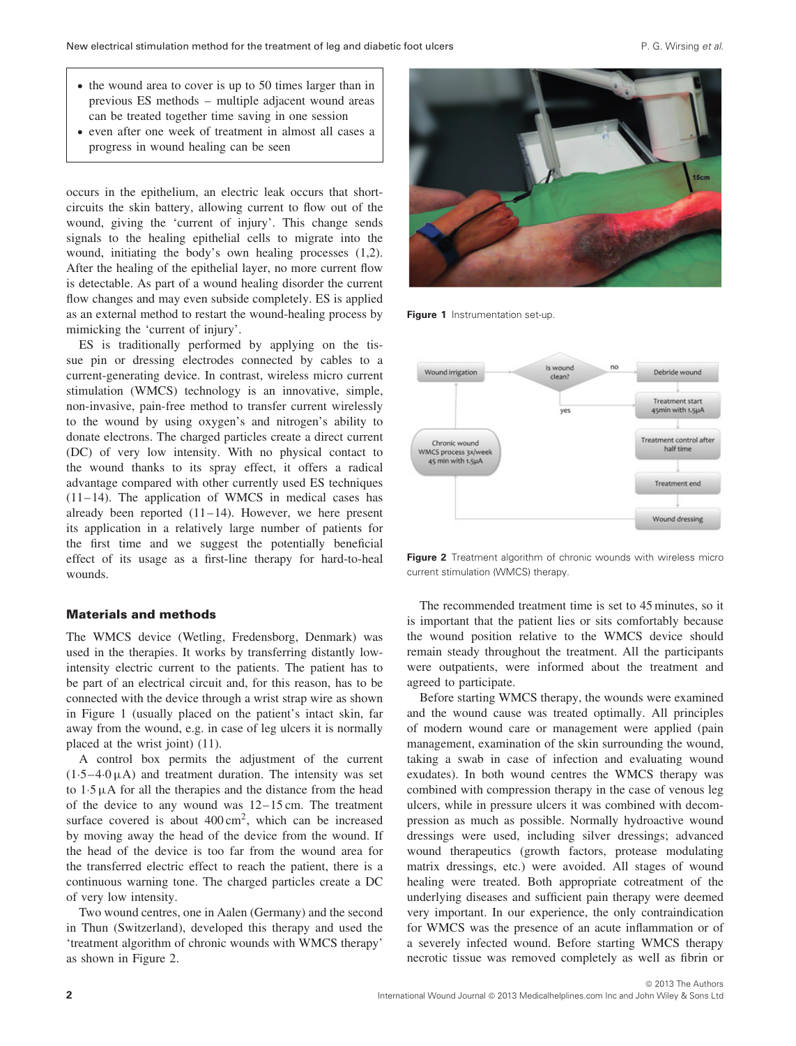- the wound area to cover is up to 50 times larger than in previous ES methods – multiple adjacent wound areas can be treated together time saving in one session
- even after one week of treatment in almost all cases a progress in wound healing can be seen

occurs in the epithelium, an electric leak occurs that short-circuits the skin battery, allowing current to flow out of the wound, giving the 'current of injury'. This change sends signals to the healing epithelial cells to migrate into the wound, initiating the body's own healing processes (1,2). After the healing of the epithelial layer, no more current flow is detectable. As part of a wound healing disorder the current flow changes and may even subside completely. ES is applied as an external method to restart the wound-healing process by mimicking the 'current of injury'.

ES is traditionally performed by applying on the tissue pin or dressing electrodes connected by cables to a current-generating device. In contrast, wireless micro current stimulation (WMCS) technology is an innovative, simple, non-invasive, pain-free method to transfer current wirelessly to the wound by using oxygen's and nitrogen's ability to donate electrons. The charged particles create a direct current (DC) of very low intensity. With no physical contact to the wound thanks to its spray effect, it offers a radical advantage compared with other currently used ES techniques (11–14). The application of WMCS in medical cases has already been reported (11–14). However, we here present its application in a relatively large number of patients for the first time and we suggest the potentially beneficial effect of its usage as a first-line therapy for hard-to-heal wounds.

## Materials and methods

The WMCS device (Wetling, Fredensborg, Denmark) was used in the therapies. It works by transferring distantly low-intensity electric current to the patients. The patient has to be part of an electrical circuit and, for this reason, has to be connected with the device through a wrist strap wire as shown in Figure 1 (usually placed on the patient's intact skin, far away from the wound, e.g. in case of leg ulcers it is normally placed at the wrist joint) (11).

A control box permits the adjustment of the current (1·5–4·0 μA) and treatment duration. The intensity was set to 1·5 μA for all the therapies and the distance from the head of the device to any wound was 12–15 cm. The treatment surface covered is about 400 cm$^2$, which can be increased by moving away the head of the device from the wound. If the head of the device is too far from the wound area for the transferred electric effect to reach the patient, there is a continuous warning tone. The charged particles create a DC of very low intensity.

Two wound centres, one in Aalen (Germany) and the second in Thun (Switzerland), developed this therapy and used the 'treatment algorithm of chronic wounds with WMCS therapy' as shown in Figure 2.

**Figure 1** Instrumentation set-up.

**Figure 2** Treatment algorithm of chronic wounds with wireless micro current stimulation (WMCS) therapy.

The recommended treatment time is set to 45 minutes, so it is important that the patient lies or sits comfortably because the wound position relative to the WMCS device should remain steady throughout the treatment. All the participants were outpatients, were informed about the treatment and agreed to participate.

Before starting WMCS therapy, the wounds were examined and the wound cause was treated optimally. All principles of modern wound care or management were applied (pain management, examination of the skin surrounding the wound, taking a swab in case of infection and evaluating wound exudates). In both wound centres the WMCS therapy was combined with compression therapy in the case of venous leg ulcers, while in pressure ulcers it was combined with decompression as much as possible. Normally hydroactive wound dressings were used, including silver dressings; advanced wound therapeutics (growth factors, protease modulating matrix dressings, etc.) were avoided. All stages of wound healing were treated. Both appropriate cotreatment of the underlying diseases and sufficient pain therapy were deemed very important. In our experience, the only contraindication for WMCS was the presence of an acute inflammation or of a severely infected wound. Before starting WMCS therapy necrotic tissue was removed completely as well as fibrin or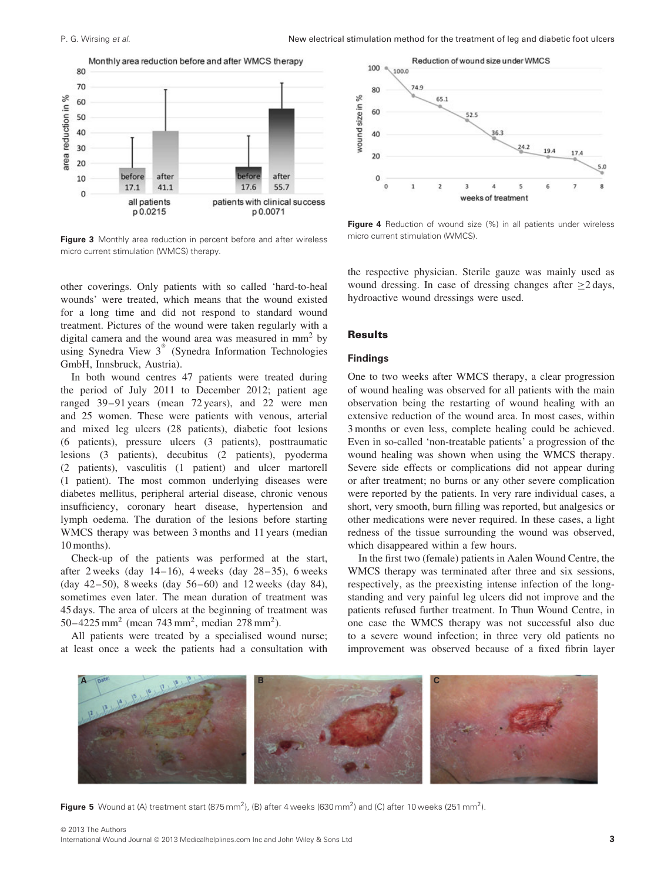Figure 3 Monthly area reduction in percent before and after wireless micro current stimulation (WMCS) therapy.

Figure 4 Reduction of wound size (%) in all patients under wireless micro current stimulation (WMCS).

other coverings. Only patients with so called 'hard-to-heal wounds' were treated, which means that the wound existed for a long time and did not respond to standard wound treatment. Pictures of the wound were taken regularly with a digital camera and the wound area was measured in $mm^2$ by using Synedra View 3® (Synedra Information Technologies GmbH, Innsbruck, Austria).

In both wound centres 47 patients were treated during the period of July 2011 to December 2012; patient age ranged 39–91 years (mean 72 years), and 22 were men and 25 women. These were patients with venous, arterial and mixed leg ulcers (28 patients), diabetic foot lesions (6 patients), pressure ulcers (3 patients), posttraumatic lesions (3 patients), decubitus (2 patients), pyoderma (2 patients), vasculitis (1 patient) and ulcer martorell (1 patient). The most common underlying diseases were diabetes mellitus, peripheral arterial disease, chronic venous insufficiency, coronary heart disease, hypertension and lymph oedema. The duration of the lesions before starting WMCS therapy was between 3 months and 11 years (median 10 months).

Check-up of the patients was performed at the start, after 2 weeks (day 14–16), 4 weeks (day 28–35), 6 weeks (day 42–50), 8 weeks (day 56–60) and 12 weeks (day 84), sometimes even later. The mean duration of treatment was 45 days. The area of ulcers at the beginning of treatment was 50–4225 $mm^2$ (mean 743 $mm^2$, median 278 $mm^2$).

All patients were treated by a specialised wound nurse; at least once a week the patients had a consultation with the respective physician. Sterile gauze was mainly used as wound dressing. In case of dressing changes after ≥2 days, hydroactive wound dressings were used.

## Results

### Findings

One to two weeks after WMCS therapy, a clear progression of wound healing was observed for all patients with the main observation being the restarting of wound healing with an extensive reduction of the wound area. In most cases, within 3 months or even less, complete healing could be achieved. Even in so-called 'non-treatable patients' a progression of the wound healing was shown when using the WMCS therapy. Severe side effects or complications did not appear during or after treatment; no burns or any other severe complication were reported by the patients. In very rare individual cases, a short, very smooth, burn filling was reported, but analgesics or other medications were never required. In these cases, a light redness of the tissue surrounding the wound was observed, which disappeared within a few hours.

In the first two (female) patients in Aalen Wound Centre, the WMCS therapy was terminated after three and six sessions, respectively, as the preexisting intense infection of the long-standing and very painful leg ulcers did not improve and the patients refused further treatment. In Thun Wound Centre, in one case the WMCS therapy was not successful also due to a severe wound infection; in three very old patients no improvement was observed because of a fixed fibrin layer

Figure 5 Wound at (A) treatment start (875 $mm^2$), (B) after 4 weeks (630 $mm^2$) and (C) after 10 weeks (251 $mm^2$).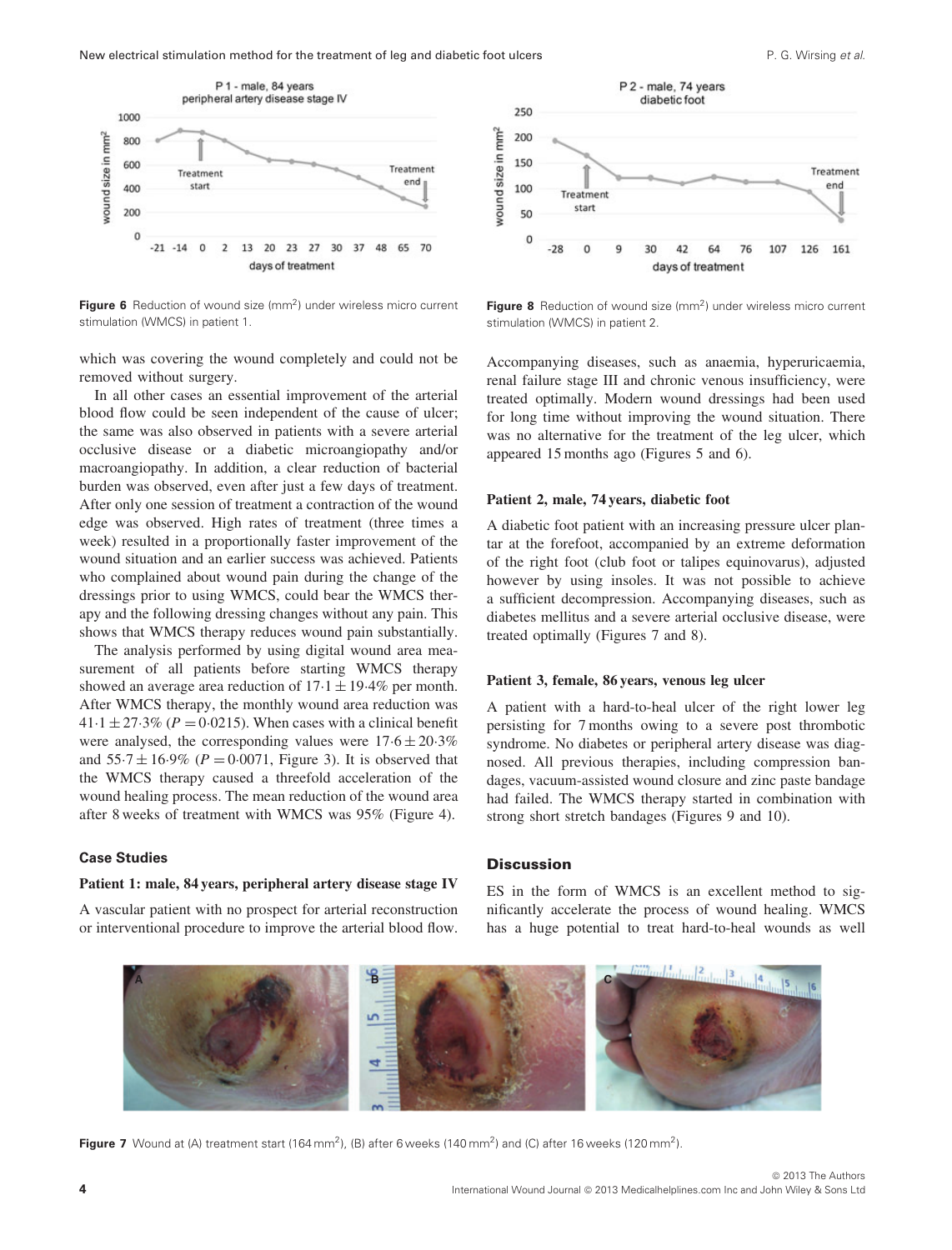Figure 6 Reduction of wound size ($mm^2$) under wireless micro current stimulation (WMCS) in patient 1.

Figure 8 Reduction of wound size ($mm^2$) under wireless micro current stimulation (WMCS) in patient 2.

which was covering the wound completely and could not be removed without surgery.

In all other cases an essential improvement of the arterial blood flow could be seen independent of the cause of ulcer; the same was also observed in patients with a severe arterial occlusive disease or a diabetic microangiopathy and/or macroangiopathy. In addition, a clear reduction of bacterial burden was observed, even after just a few days of treatment. After only one session of treatment a contraction of the wound edge was observed. High rates of treatment (three times a week) resulted in a proportionally faster improvement of the wound situation and an earlier success was achieved. Patients who complained about wound pain during the change of the dressings prior to using WMCS, could bear the WMCS therapy and the following dressing changes without any pain. This shows that WMCS therapy reduces wound pain substantially.

The analysis performed by using digital wound area measurement of all patients before starting WMCS therapy showed an average area reduction of $17{\cdot}1 \pm 19{\cdot}4\%$ per month. After WMCS therapy, the monthly wound area reduction was $41{\cdot}1 \pm 27{\cdot}3\%$ ($P = 0{\cdot}0215$). When cases with a clinical benefit were analysed, the corresponding values were $17{\cdot}6 \pm 20{\cdot}3\%$ and $55{\cdot}7 \pm 16{\cdot}9\%$ ($P = 0{\cdot}0071$, Figure 3). It is observed that the WMCS therapy caused a threefold acceleration of the wound healing process. The mean reduction of the wound area after 8 weeks of treatment with WMCS was 95% (Figure 4).

### Case Studies

**Patient 1: male, 84 years, peripheral artery disease stage IV**

A vascular patient with no prospect for arterial reconstruction or interventional procedure to improve the arterial blood flow. Accompanying diseases, such as anaemia, hyperuricaemia, renal failure stage III and chronic venous insufficiency, were treated optimally. Modern wound dressings had been used for long time without improving the wound situation. There was no alternative for the treatment of the leg ulcer, which appeared 15 months ago (Figures 5 and 6).

**Patient 2, male, 74 years, diabetic foot**

A diabetic foot patient with an increasing pressure ulcer plantar at the forefoot, accompanied by an extreme deformation of the right foot (club foot or talipes equinovarus), adjusted however by using insoles. It was not possible to achieve a sufficient decompression. Accompanying diseases, such as diabetes mellitus and a severe arterial occlusive disease, were treated optimally (Figures 7 and 8).

**Patient 3, female, 86 years, venous leg ulcer**

A patient with a hard-to-heal ulcer of the right lower leg persisting for 7 months owing to a severe post thrombotic syndrome. No diabetes or peripheral artery disease was diagnosed. All previous therapies, including compression bandages, vacuum-assisted wound closure and zinc paste bandage had failed. The WMCS therapy started in combination with strong short stretch bandages (Figures 9 and 10).

### Discussion

ES in the form of WMCS is an excellent method to significantly accelerate the process of wound healing. WMCS has a huge potential to treat hard-to-heal wounds as well

Figure 7 Wound at (A) treatment start (164 $mm^2$), (B) after 6 weeks (140 $mm^2$) and (C) after 16 weeks (120 $mm^2$).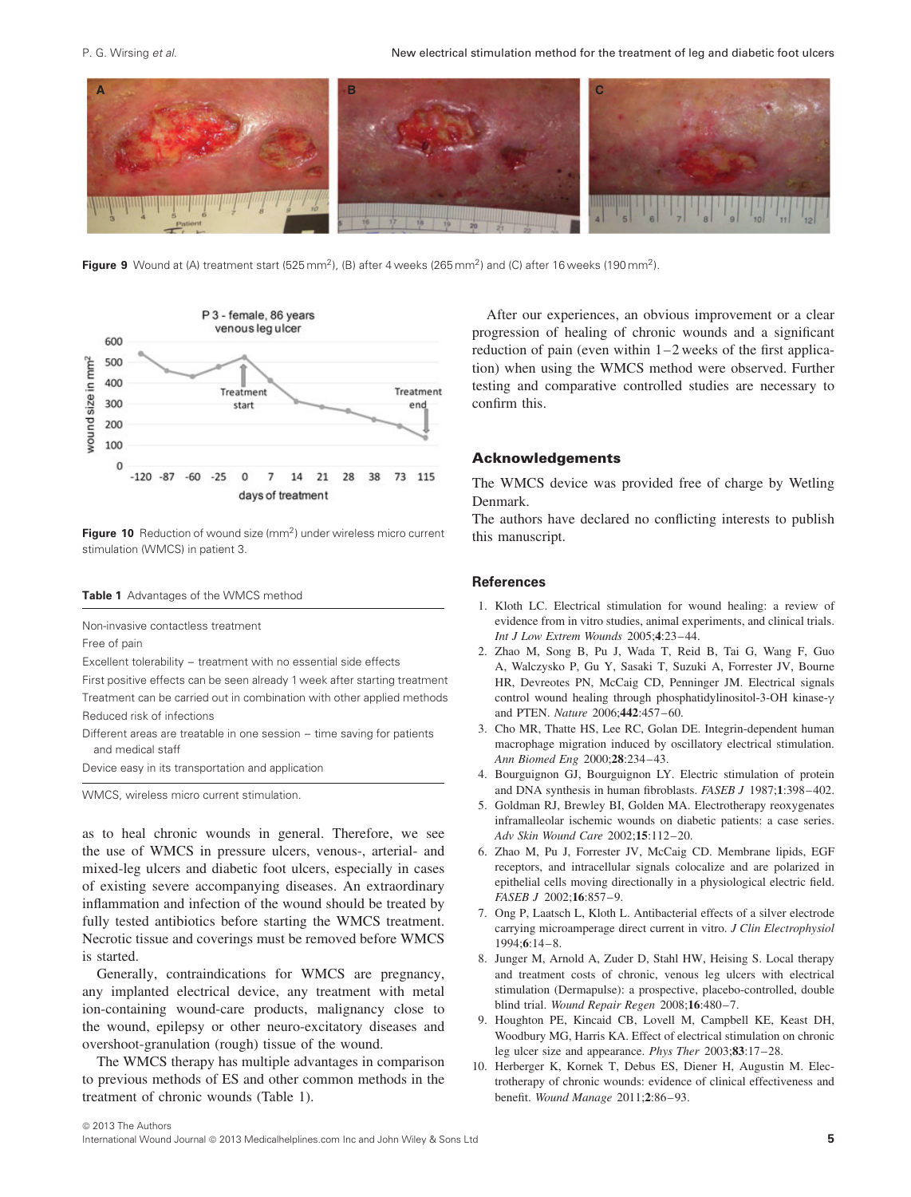Figure 9 Wound at (A) treatment start (525 mm$^2$), (B) after 4 weeks (265 mm$^2$) and (C) after 16 weeks (190 mm$^2$).

P 3 - female, 86 years
venous leg ulcer

wound size in mm$^2$

600
500
400
300
200
100
0

Treatment start

Treatment end

-120 -87 -60 -25 0 7 14 21 28 38 73 115

days of treatment

Figure 10 Reduction of wound size (mm$^2$) under wireless micro current stimulation (WMCS) in patient 3.

Table 1 Advantages of the WMCS method

| |
|---|
| Non-invasive contactless treatment |
| Free of pain |
| Excellent tolerability – treatment with no essential side effects |
| First positive effects can be seen already 1 week after starting treatment |
| Treatment can be carried out in combination with other applied methods |
| Reduced risk of infections |
| Different areas are treatable in one session – time saving for patients and medical staff |
| Device easy in its transportation and application |

WMCS, wireless micro current stimulation.

as to heal chronic wounds in general. Therefore, we see the use of WMCS in pressure ulcers, venous-, arterial- and mixed-leg ulcers and diabetic foot ulcers, especially in cases of existing severe accompanying diseases. An extraordinary inflammation and infection of the wound should be treated by fully tested antibiotics before starting the WMCS treatment. Necrotic tissue and coverings must be removed before WMCS is started.

Generally, contraindications for WMCS are pregnancy, any implanted electrical device, any treatment with metal ion-containing wound-care products, malignancy close to the wound, epilepsy or other neuro-excitatory diseases and overshoot-granulation (rough) tissue of the wound.

The WMCS therapy has multiple advantages in comparison to previous methods of ES and other common methods in the treatment of chronic wounds (Table 1).

After our experiences, an obvious improvement or a clear progression of healing of chronic wounds and a significant reduction of pain (even within 1–2 weeks of the first application) when using the WMCS method were observed. Further testing and comparative controlled studies are necessary to confirm this.

## Acknowledgements

The WMCS device was provided free of charge by Wetling Denmark.

The authors have declared no conflicting interests to publish this manuscript.

## References

1. Kloth LC. Electrical stimulation for wound healing: a review of evidence from in vitro studies, animal experiments, and clinical trials. *Int J Low Extrem Wounds* 2005;**4**:23–44.
2. Zhao M, Song B, Pu J, Wada T, Reid B, Tai G, Wang F, Guo A, Walczysko P, Gu Y, Sasaki T, Suzuki A, Forrester JV, Bourne HR, Devreotes PN, McCaig CD, Penninger JM. Electrical signals control wound healing through phosphatidylinositol-3-OH kinase-γ and PTEN. *Nature* 2006;**442**:457–60.
3. Cho MR, Thatte HS, Lee RC, Golan DE. Integrin-dependent human macrophage migration induced by oscillatory electrical stimulation. *Ann Biomed Eng* 2000;**28**:234–43.
4. Bourguignon GJ, Bourguignon LY. Electric stimulation of protein and DNA synthesis in human fibroblasts. *FASEB J* 1987;**1**:398–402.
5. Goldman RJ, Brewley BI, Golden MA. Electrotherapy reoxygenates inframalleolar ischemic wounds on diabetic patients: a case series. *Adv Skin Wound Care* 2002;**15**:112–20.
6. Zhao M, Pu J, Forrester JV, McCaig CD. Membrane lipids, EGF receptors, and intracellular signals colocalize and are polarized in epithelial cells moving directionally in a physiological electric field. *FASEB J* 2002;**16**:857–9.
7. Ong P, Laatsch L, Kloth L. Antibacterial effects of a silver electrode carrying microamperage direct current in vitro. *J Clin Electrophysiol* 1994;**6**:14–8.
8. Junger M, Arnold A, Zuder D, Stahl HW, Heising S. Local therapy and treatment costs of chronic, venous leg ulcers with electrical stimulation (Dermapulse): a prospective, placebo-controlled, double blind trial. *Wound Repair Regen* 2008;**16**:480–7.
9. Houghton PE, Kincaid CB, Lovell M, Campbell KE, Keast DH, Woodbury MG, Harris KA. Effect of electrical stimulation on chronic leg ulcer size and appearance. *Phys Ther* 2003;**83**:17–28.
10. Herberger K, Kornek T, Debus ES, Diener H, Augustin M. Electrotherapy of chronic wounds: evidence of clinical effectiveness and benefit. *Wound Manage* 2011;**2**:86–93.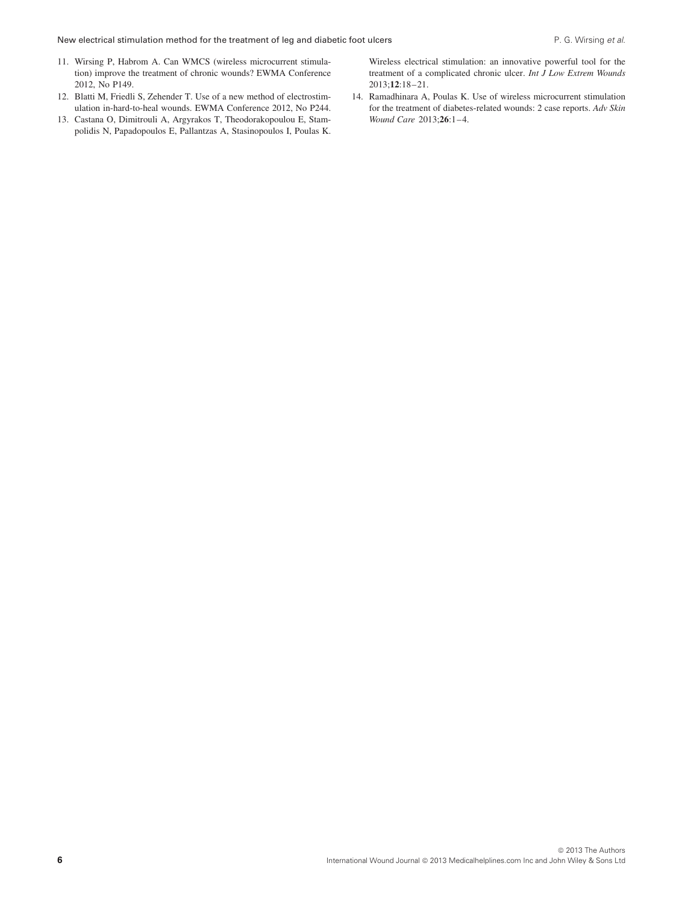11. Wirsing P, Habrom A. Can WMCS (wireless microcurrent stimulation) improve the treatment of chronic wounds? EWMA Conference 2012, No P149.
12. Blatti M, Friedli S, Zehender T. Use of a new method of electrostimulation in-hard-to-heal wounds. EWMA Conference 2012, No P244.
13. Castana O, Dimitrouli A, Argyrakos T, Theodorakopoulou E, Stampolidis N, Papadopoulos E, Pallantzas A, Stasinopoulos I, Poulas K. Wireless electrical stimulation: an innovative powerful tool for the treatment of a complicated chronic ulcer. *Int J Low Extrem Wounds* 2013;**12**:18–21.
14. Ramadhinara A, Poulas K. Use of wireless microcurrent stimulation for the treatment of diabetes-related wounds: 2 case reports. *Adv Skin Wound Care* 2013;**26**:1–4.